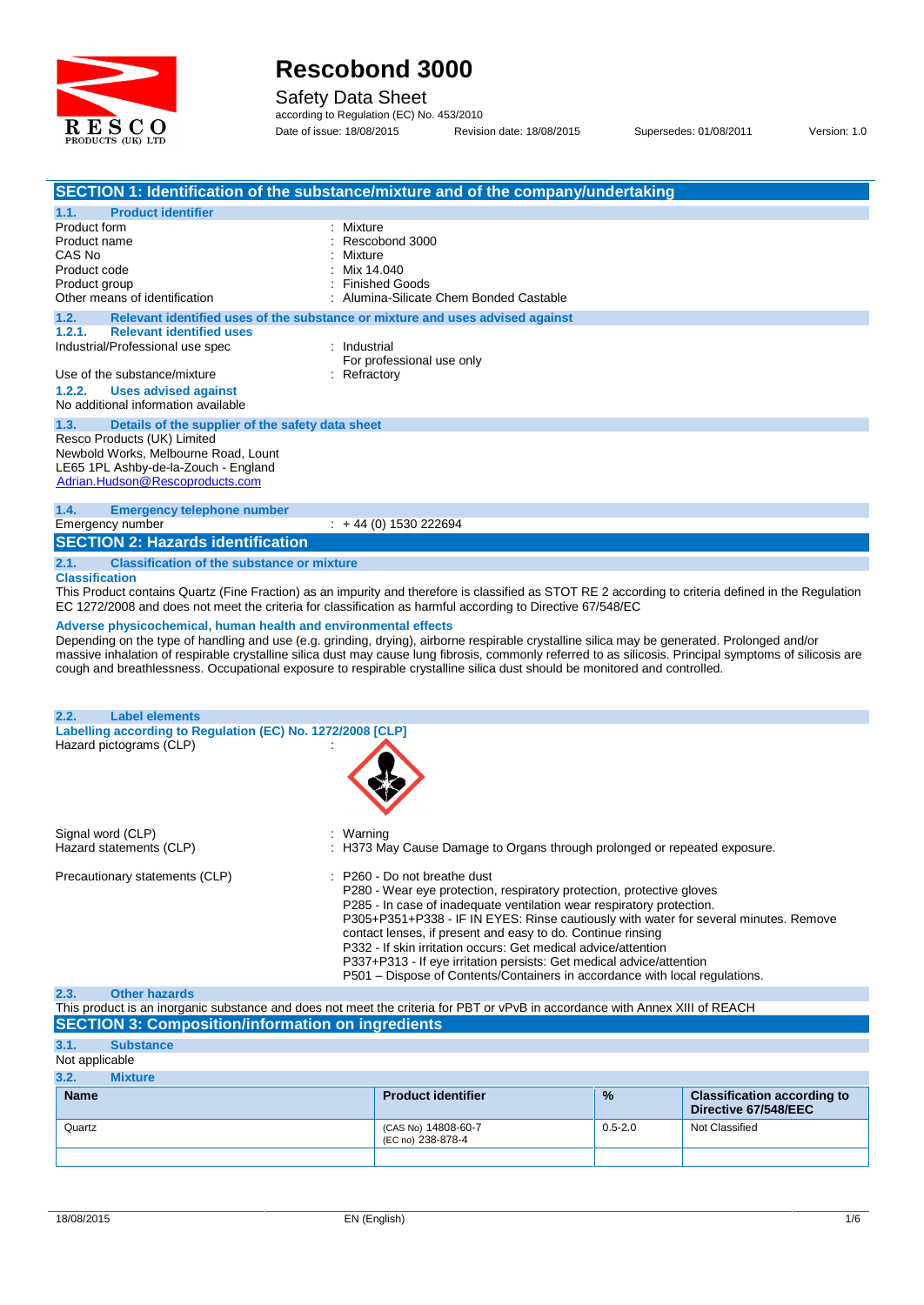# Rescobond 3000

Safety Data Sheet

according to Regulation (EC) No. 453/2010

Date of issue: 18/08/2015 Revision date: 18/08/2015 Supersedes: 01/08/2011 Version: 1.0

## SECTION 1: Identification of the substance/mixture and of the company/undertaking

### 1.1. Product identifier

| | |
|---|---|
| Product form | : Mixture |
| Product name | : Rescobond 3000 |
| CAS No | : Mixture |
| Product code | : Mix 14.040 |
| Product group | : Finished Goods |
| Other means of identification | : Alumina-Silicate Chem Bonded Castable |

### 1.2. Relevant identified uses of the substance or mixture and uses advised against

#### 1.2.1. Relevant identified uses

| | |
|---|---|
| Industrial/Professional use spec | : Industrial<br>For professional use only |
| Use of the substance/mixture | : Refractory |

#### 1.2.2. Uses advised against

No additional information available

### 1.3. Details of the supplier of the safety data sheet

Resco Products (UK) Limited
Newbold Works, Melbourne Road, Lount
LE65 1PL Ashby-de-la-Zouch - England
Adrian.Hudson@Rescoproducts.com

### 1.4. Emergency telephone number

Emergency number : + 44 (0) 1530 222694

## SECTION 2: Hazards identification

### 2.1. Classification of the substance or mixture

**Classification**

This Product contains Quartz (Fine Fraction) as an impurity and therefore is classified as STOT RE 2 according to criteria defined in the Regulation EC 1272/2008 and does not meet the criteria for classification as harmful according to Directive 67/548/EC

**Adverse physicochemical, human health and environmental effects**

Depending on the type of handling and use (e.g. grinding, drying), airborne respirable crystalline silica may be generated. Prolonged and/or massive inhalation of respirable crystalline silica dust may cause lung fibrosis, commonly referred to as silicosis. Principal symptoms of silicosis are cough and breathlessness. Occupational exposure to respirable crystalline silica dust should be monitored and controlled.

### 2.2. Label elements

**Labelling according to Regulation (EC) No. 1272/2008 [CLP]**

Hazard pictograms (CLP) :

Signal word (CLP) : Warning

Hazard statements (CLP) : H373 May Cause Damage to Organs through prolonged or repeated exposure.

Precautionary statements (CLP) :
- P260 - Do not breathe dust
- P280 - Wear eye protection, respiratory protection, protective gloves
- P285 - In case of inadequate ventilation wear respiratory protection.
- P305+P351+P338 - IF IN EYES: Rinse cautiously with water for several minutes. Remove contact lenses, if present and easy to do. Continue rinsing
- P332 - If skin irritation occurs: Get medical advice/attention
- P337+P313 - If eye irritation persists: Get medical advice/attention
- P501 – Dispose of Contents/Containers in accordance with local regulations.

### 2.3. Other hazards

This product is an inorganic substance and does not meet the criteria for PBT or vPvB in accordance with Annex XIII of REACH

## SECTION 3: Composition/information on ingredients

### 3.1. Substance

Not applicable

### 3.2. Mixture

| Name | Product identifier | % | Classification according to Directive 67/548/EEC |
|---|---|---|---|
| Quartz | (CAS No) 14808-60-7<br>(EC no) 238-878-4 | 0.5-2.0 | Not Classified |
| | | | |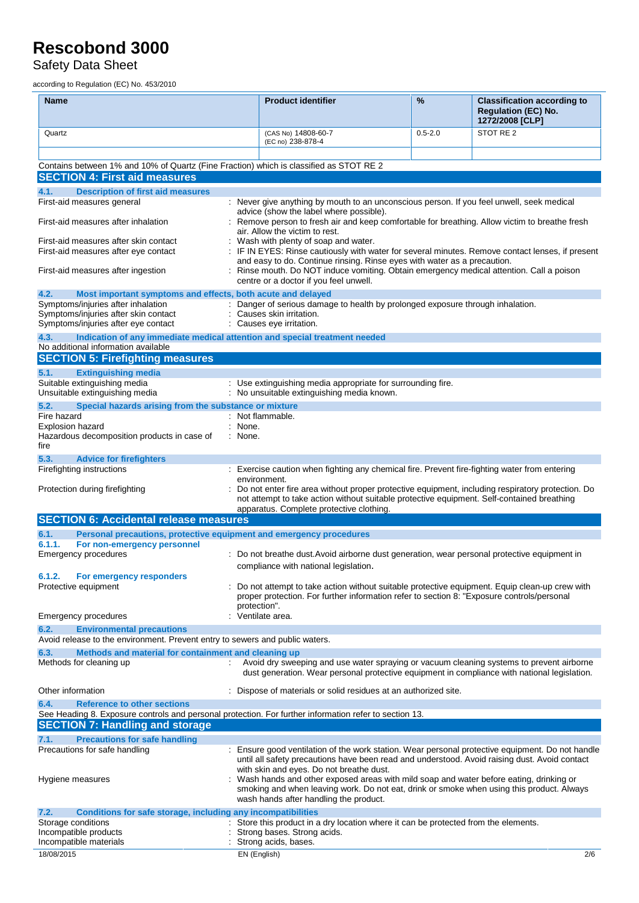| Name | Product identifier | % | Classification according to Regulation (EC) No. 1272/2008 [CLP] |
|---|---|---|---|
| Quartz | (CAS No) 14808-60-7<br>(EC no) 238-878-4 | 0.5-2.0 | STOT RE 2 |
| | | | |

Contains between 1% and 10% of Quartz (Fine Fraction) which is classified as STOT RE 2

## SECTION 4: First aid measures

### 4.1. Description of first aid measures

| | |
|---|---|
| First-aid measures general | : Never give anything by mouth to an unconscious person. If you feel unwell, seek medical advice (show the label where possible). |
| First-aid measures after inhalation | : Remove person to fresh air and keep comfortable for breathing. Allow victim to breathe fresh air. Allow the victim to rest. |
| First-aid measures after skin contact | : Wash with plenty of soap and water. |
| First-aid measures after eye contact | : IF IN EYES: Rinse cautiously with water for several minutes. Remove contact lenses, if present and easy to do. Continue rinsing. Rinse eyes with water as a precaution. |
| First-aid measures after ingestion | : Rinse mouth. Do NOT induce vomiting. Obtain emergency medical attention. Call a poison centre or a doctor if you feel unwell. |

### 4.2. Most important symptoms and effects, both acute and delayed

| | |
|---|---|
| Symptoms/injuries after inhalation | : Danger of serious damage to health by prolonged exposure through inhalation. |
| Symptoms/injuries after skin contact | : Causes skin irritation. |
| Symptoms/injuries after eye contact | : Causes eye irritation. |

### 4.3. Indication of any immediate medical attention and special treatment needed

No additional information available

## SECTION 5: Firefighting measures

### 5.1. Extinguishing media

| | |
|---|---|
| Suitable extinguishing media | : Use extinguishing media appropriate for surrounding fire. |
| Unsuitable extinguishing media | : No unsuitable extinguishing media known. |

### 5.2. Special hazards arising from the substance or mixture

| | |
|---|---|
| Fire hazard | : Not flammable. |
| Explosion hazard | : None. |
| Hazardous decomposition products in case of fire | : None. |

### 5.3. Advice for firefighters

| | |
|---|---|
| Firefighting instructions | : Exercise caution when fighting any chemical fire. Prevent fire-fighting water from entering environment. |
| Protection during firefighting | : Do not enter fire area without proper protective equipment, including respiratory protection. Do not attempt to take action without suitable protective equipment. Self-contained breathing apparatus. Complete protective clothing. |

## SECTION 6: Accidental release measures

### 6.1. Personal precautions, protective equipment and emergency procedures

#### 6.1.1. For non-emergency personnel

| | |
|---|---|
| Emergency procedures | : Do not breathe dust.Avoid airborne dust generation, wear personal protective equipment in compliance with national legislation. |

#### 6.1.2. For emergency responders

| | |
|---|---|
| Protective equipment | : Do not attempt to take action without suitable protective equipment. Equip clean-up crew with proper protection. For further information refer to section 8: "Exposure controls/personal protection". |
| Emergency procedures | : Ventilate area. |

### 6.2. Environmental precautions

Avoid release to the environment. Prevent entry to sewers and public waters.

### 6.3. Methods and material for containment and cleaning up

| | |
|---|---|
| Methods for cleaning up | : Avoid dry sweeping and use water spraying or vacuum cleaning systems to prevent airborne dust generation. Wear personal protective equipment in compliance with national legislation. |
| Other information | : Dispose of materials or solid residues at an authorized site. |

### 6.4. Reference to other sections

See Heading 8. Exposure controls and personal protection. For further information refer to section 13.

## SECTION 7: Handling and storage

### 7.1. Precautions for safe handling

| | |
|---|---|
| Precautions for safe handling | : Ensure good ventilation of the work station. Wear personal protective equipment. Do not handle until all safety precautions have been read and understood. Avoid raising dust. Avoid contact with skin and eyes. Do not breathe dust. |
| Hygiene measures | : Wash hands and other exposed areas with mild soap and water before eating, drinking or smoking and when leaving work. Do not eat, drink or smoke when using this product. Always wash hands after handling the product. |

### 7.2. Conditions for safe storage, including any incompatibilities

| | |
|---|---|
| Storage conditions | : Store this product in a dry location where it can be protected from the elements. |
| Incompatible products | : Strong bases. Strong acids. |
| Incompatible materials | : Strong acids, bases. |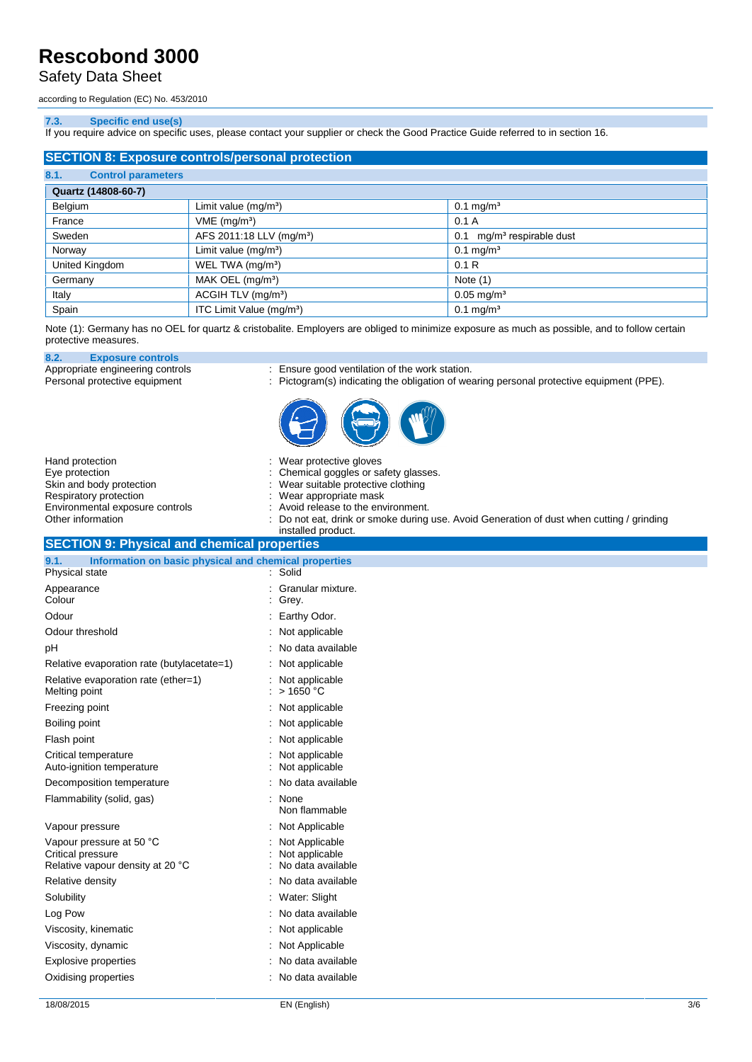#### 7.3. Specific end use(s)

If you require advice on specific uses, please contact your supplier or check the Good Practice Guide referred to in section 16.

## SECTION 8: Exposure controls/personal protection

### 8.1. Control parameters

| Quartz (14808-60-7) | | |
|---|---|---|
| Belgium | Limit value (mg/m³) | 0.1 mg/m³ |
| France | VME (mg/m³) | 0.1 A |
| Sweden | AFS 2011:18 LLV (mg/m³) | 0.1 mg/m³ respirable dust |
| Norway | Limit value (mg/m³) | 0.1 mg/m³ |
| United Kingdom | WEL TWA (mg/m³) | 0.1 R |
| Germany | MAK OEL (mg/m³) | Note (1) |
| Italy | ACGIH TLV (mg/m³) | 0.05 mg/m³ |
| Spain | ITC Limit Value (mg/m³) | 0.1 mg/m³ |

Note (1): Germany has no OEL for quartz & cristobalite. Employers are obliged to minimize exposure as much as possible, and to follow certain protective measures.

### 8.2. Exposure controls

Appropriate engineering controls : Ensure good ventilation of the work station.

Personal protective equipment : Pictogram(s) indicating the obligation of wearing personal protective equipment (PPE).

Hand protection : Wear protective gloves

Eye protection : Chemical goggles or safety glasses.

Skin and body protection : Wear suitable protective clothing

Respiratory protection : Wear appropriate mask

Environmental exposure controls : Avoid release to the environment.

Other information : Do not eat, drink or smoke during use. Avoid Generation of dust when cutting / grinding installed product.

## SECTION 9: Physical and chemical properties

### 9.1. Information on basic physical and chemical properties

| | |
|---|---|
| Physical state | : Solid |
| Appearance | : Granular mixture. |
| Colour | : Grey. |
| Odour | : Earthy Odor. |
| Odour threshold | : Not applicable |
| pH | : No data available |
| Relative evaporation rate (butylacetate=1) | : Not applicable |
| Relative evaporation rate (ether=1) | : Not applicable |
| Melting point | : > 1650 °C |
| Freezing point | : Not applicable |
| Boiling point | : Not applicable |
| Flash point | : Not applicable |
| Critical temperature | : Not applicable |
| Auto-ignition temperature | : Not applicable |
| Decomposition temperature | : No data available |
| Flammability (solid, gas) | : None<br>Non flammable |
| Vapour pressure | : Not Applicable |
| Vapour pressure at 50 °C | : Not Applicable |
| Critical pressure | : Not applicable |
| Relative vapour density at 20 °C | : No data available |
| Relative density | : No data available |
| Solubility | : Water: Slight |
| Log Pow | : No data available |
| Viscosity, kinematic | : Not applicable |
| Viscosity, dynamic | : Not Applicable |
| Explosive properties | : No data available |
| Oxidising properties | : No data available |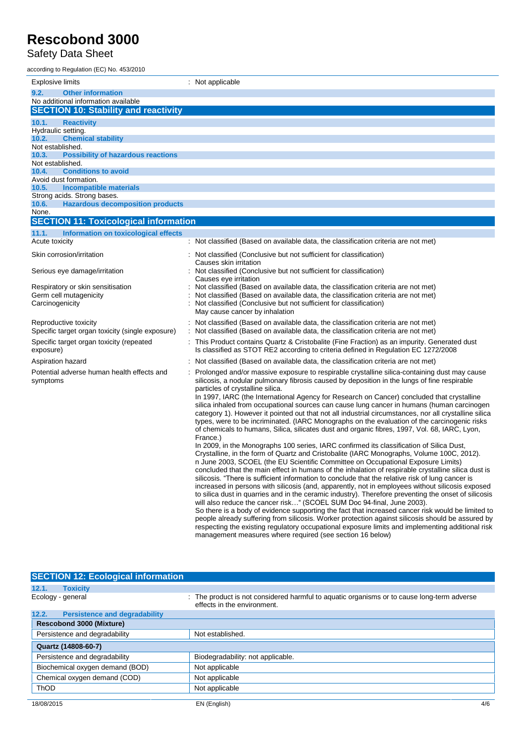| | |
|---|---|
| Explosive limits | : Not applicable |

### 9.2. Other information

No additional information available

## SECTION 10: Stability and reactivity

### 10.1. Reactivity

Hydraulic setting.

### 10.2. Chemical stability

Not established.

### 10.3. Possibility of hazardous reactions

Not established.

### 10.4. Conditions to avoid

Avoid dust formation.

### 10.5. Incompatible materials

Strong acids. Strong bases.

### 10.6. Hazardous decomposition products

None.

## SECTION 11: Toxicological information

### 11.1. Information on toxicological effects

| | |
|---|---|
| Acute toxicity | : Not classified (Based on available data, the classification criteria are not met) |
| Skin corrosion/irritation | : Not classified (Conclusive but not sufficient for classification)<br>Causes skin irritation |
| Serious eye damage/irritation | : Not classified (Conclusive but not sufficient for classification)<br>Causes eye irritation |
| Respiratory or skin sensitisation | : Not classified (Based on available data, the classification criteria are not met) |
| Germ cell mutagenicity | : Not classified (Based on available data, the classification criteria are not met) |
| Carcinogenicity | : Not classified (Conclusive but not sufficient for classification)<br>May cause cancer by inhalation |
| Reproductive toxicity | : Not classified (Based on available data, the classification criteria are not met) |
| Specific target organ toxicity (single exposure) | : Not classified (Based on available data, the classification criteria are not met) |
| Specific target organ toxicity (repeated exposure) | : This Product contains Quartz & Cristobalite (Fine Fraction) as an impurity. Generated dust Is classified as STOT RE2 according to criteria defined in Regulation EC 1272/2008 |
| Aspiration hazard | : Not classified (Based on available data, the classification criteria are not met) |
| Potential adverse human health effects and symptoms | : Prolonged and/or massive exposure to respirable crystalline silica-containing dust may cause silicosis, a nodular pulmonary fibrosis caused by deposition in the lungs of fine respirable particles of crystalline silica.<br>In 1997, IARC (the International Agency for Research on Cancer) concluded that crystalline silica inhaled from occupational sources can cause lung cancer in humans (human carcinogen category 1). However it pointed out that not all industrial circumstances, nor all crystalline silica types, were to be incriminated. (IARC Monographs on the evaluation of the carcinogenic risks of chemicals to humans, Silica, silicates dust and organic fibres, 1997, Vol. 68, IARC, Lyon, France.)<br>In 2009, in the Monographs 100 series, IARC confirmed its classification of Silica Dust, Crystalline, in the form of Quartz and Cristobalite (IARC Monographs, Volume 100C, 2012).<br>n June 2003, SCOEL (the EU Scientific Committee on Occupational Exposure Limits) concluded that the main effect in humans of the inhalation of respirable crystalline silica dust is silicosis. "There is sufficient information to conclude that the relative risk of lung cancer is increased in persons with silicosis (and, apparently, not in employees without silicosis exposed to silica dust in quarries and in the ceramic industry). Therefore preventing the onset of silicosis will also reduce the cancer risk…" (SCOEL SUM Doc 94-final, June 2003).<br>So there is a body of evidence supporting the fact that increased cancer risk would be limited to people already suffering from silicosis. Worker protection against silicosis should be assured by respecting the existing regulatory occupational exposure limits and implementing additional risk management measures where required (see section 16 below) |

## SECTION 12: Ecological information

### 12.1. Toxicity

| | |
|---|---|
| Ecology - general | : The product is not considered harmful to aquatic organisms or to cause long-term adverse effects in the environment. |

### 12.2. Persistence and degradability

| Rescobond 3000 (Mixture) | |
|---|---|
| Persistence and degradability | Not established. |
| **Quartz (14808-60-7)** | |
| Persistence and degradability | Biodegradability: not applicable. |
| Biochemical oxygen demand (BOD) | Not applicable |
| Chemical oxygen demand (COD) | Not applicable |
| ThOD | Not applicable |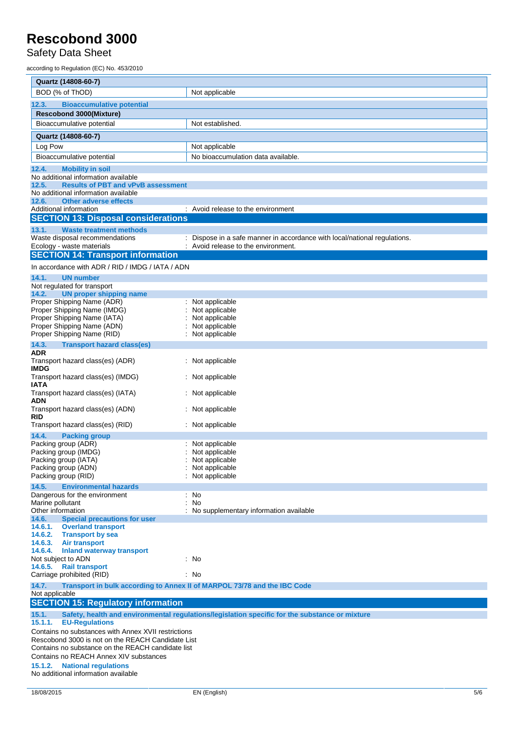| Quartz (14808-60-7) | |
|---|---|
| BOD (% of ThOD) | Not applicable |

### 12.3. Bioaccumulative potential

| Rescobond 3000(Mixture) | |
|---|---|
| Bioaccumulative potential | Not established. |

| Quartz (14808-60-7) | |
|---|---|
| Log Pow | Not applicable |
| Bioaccumulative potential | No bioaccumulation data available. |

### 12.4. Mobility in soil

No additional information available

### 12.5. Results of PBT and vPvB assessment

No additional information available

### 12.6. Other adverse effects

Additional information : Avoid release to the environment

## SECTION 13: Disposal considerations

### 13.1. Waste treatment methods

Waste disposal recommendations : Dispose in a safe manner in accordance with local/national regulations.

Ecology - waste materials : Avoid release to the environment.

## SECTION 14: Transport information

In accordance with ADR / RID / IMDG / IATA / ADN

### 14.1. UN number

Not regulated for transport

### 14.2. UN proper shipping name

Proper Shipping Name (ADR) : Not applicable

Proper Shipping Name (IMDG) : Not applicable

Proper Shipping Name (IATA) : Not applicable

Proper Shipping Name (ADN) : Not applicable

Proper Shipping Name (RID) : Not applicable

### 14.3. Transport hazard class(es)

**ADR**

Transport hazard class(es) (ADR) : Not applicable

**IMDG**

Transport hazard class(es) (IMDG) : Not applicable

**IATA**

Transport hazard class(es) (IATA) : Not applicable

**ADN**

Transport hazard class(es) (ADN) : Not applicable

**RID**

Transport hazard class(es) (RID) : Not applicable

### 14.4. Packing group

Packing group (ADR) : Not applicable

Packing group (IMDG) : Not applicable

Packing group (IATA) : Not applicable

Packing group (ADN) : Not applicable

Packing group (RID) : Not applicable

### 14.5. Environmental hazards

Dangerous for the environment : No

Marine pollutant : No

Other information : No supplementary information available

### 14.6. Special precautions for user

#### 14.6.1. Overland transport

#### 14.6.2. Transport by sea

#### 14.6.3. Air transport

#### 14.6.4. Inland waterway transport

Not subject to ADN : No

#### 14.6.5. Rail transport

Carriage prohibited (RID) : No

### 14.7. Transport in bulk according to Annex II of MARPOL 73/78 and the IBC Code

Not applicable

## SECTION 15: Regulatory information

### 15.1. Safety, health and environmental regulations/legislation specific for the substance or mixture

#### 15.1.1. EU-Regulations

Contains no substances with Annex XVII restrictions

Rescobond 3000 is not on the REACH Candidate List

Contains no substance on the REACH candidate list

Contains no REACH Annex XIV substances

#### 15.1.2. National regulations

No additional information available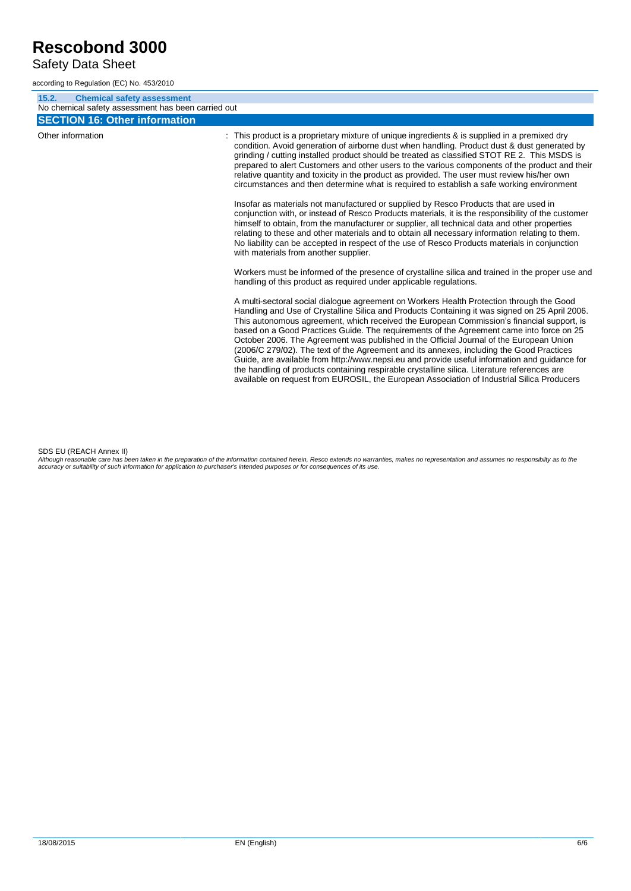#### 15.2. Chemical safety assessment

No chemical safety assessment has been carried out

## SECTION 16: Other information

Other information : This product is a proprietary mixture of unique ingredients & is supplied in a premixed dry condition. Avoid generation of airborne dust when handling. Product dust & dust generated by grinding / cutting installed product should be treated as classified STOT RE 2. This MSDS is prepared to alert Customers and other users to the various components of the product and their relative quantity and toxicity in the product as provided. The user must review his/her own circumstances and then determine what is required to establish a safe working environment

Insofar as materials not manufactured or supplied by Resco Products that are used in conjunction with, or instead of Resco Products materials, it is the responsibility of the customer himself to obtain, from the manufacturer or supplier, all technical data and other properties relating to these and other materials and to obtain all necessary information relating to them. No liability can be accepted in respect of the use of Resco Products materials in conjunction with materials from another supplier.

Workers must be informed of the presence of crystalline silica and trained in the proper use and handling of this product as required under applicable regulations.

A multi-sectoral social dialogue agreement on Workers Health Protection through the Good Handling and Use of Crystalline Silica and Products Containing it was signed on 25 April 2006. This autonomous agreement, which received the European Commission's financial support, is based on a Good Practices Guide. The requirements of the Agreement came into force on 25 October 2006. The Agreement was published in the Official Journal of the European Union (2006/C 279/02). The text of the Agreement and its annexes, including the Good Practices Guide, are available from http://www.nepsi.eu and provide useful information and guidance for the handling of products containing respirable crystalline silica. Literature references are available on request from EUROSIL, the European Association of Industrial Silica Producers

SDS EU (REACH Annex II)

*Although reasonable care has been taken in the preparation of the information contained herein, Resco extends no warranties, makes no representation and assumes no responsibilty as to the accuracy or suitability of such information for application to purchaser's intended purposes or for consequences of its use.*